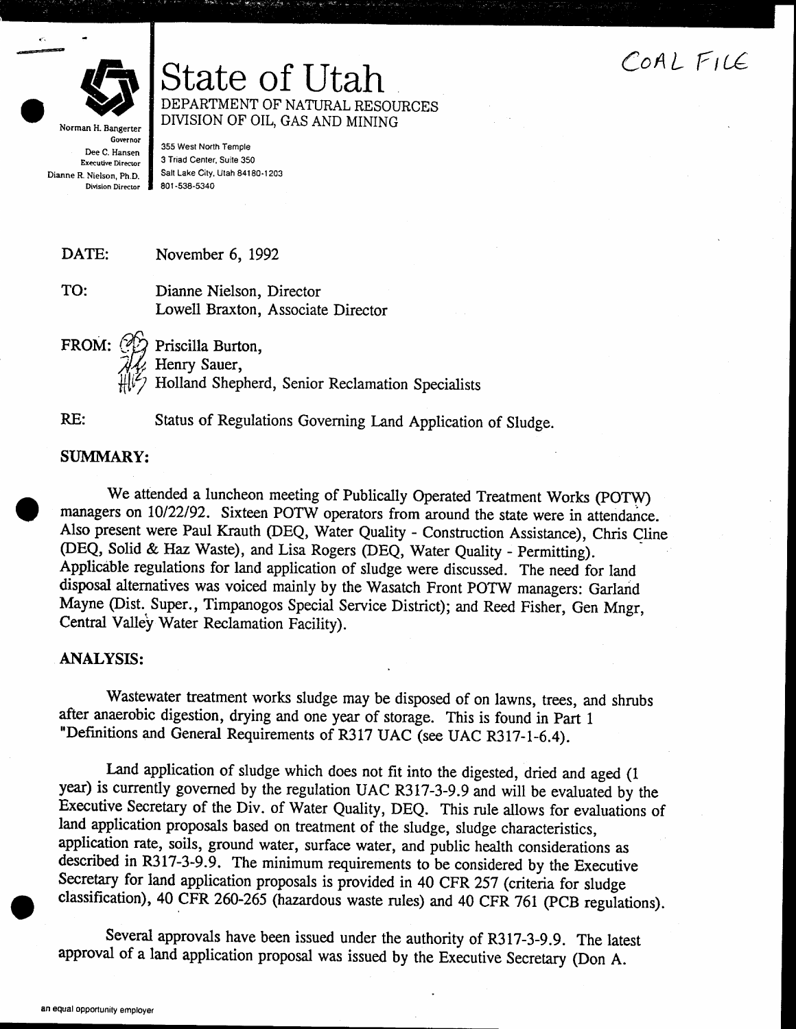COAL FILE

Norman H. Bangerter, Governor
Dee C. Hansen, Executive Director
Dianne R. Nielson, Ph.D., Division Director

# State of Utah

DEPARTMENT OF NATURAL RESOURCES
DIVISION OF OIL, GAS AND MINING

355 West North Temple
3 Triad Center, Suite 350
Salt Lake City, Utah 84180-1203
801-538-5340

DATE: November 6, 1992

TO: Dianne Nielson, Director
Lowell Braxton, Associate Director

FROM: Priscilla Burton,
Henry Sauer,
Holland Shepherd, Senior Reclamation Specialists

RE: Status of Regulations Governing Land Application of Sludge.

**SUMMARY:**

We attended a luncheon meeting of Publically Operated Treatment Works (POTW) managers on 10/22/92. Sixteen POTW operators from around the state were in attendance. Also present were Paul Krauth (DEQ, Water Quality - Construction Assistance), Chris Cline (DEQ, Solid & Haz Waste), and Lisa Rogers (DEQ, Water Quality - Permitting). Applicable regulations for land application of sludge were discussed. The need for land disposal alternatives was voiced mainly by the Wasatch Front POTW managers: Garland Mayne (Dist. Super., Timpanogos Special Service District); and Reed Fisher, Gen Mngr, Central Valley Water Reclamation Facility).

**ANALYSIS:**

Wastewater treatment works sludge may be disposed of on lawns, trees, and shrubs after anaerobic digestion, drying and one year of storage. This is found in Part 1 "Definitions and General Requirements of R317 UAC (see UAC R317-1-6.4).

Land application of sludge which does not fit into the digested, dried and aged (1 year) is currently governed by the regulation UAC R317-3-9.9 and will be evaluated by the Executive Secretary of the Div. of Water Quality, DEQ. This rule allows for evaluations of land application proposals based on treatment of the sludge, sludge characteristics, application rate, soils, ground water, surface water, and public health considerations as described in R317-3-9.9. The minimum requirements to be considered by the Executive Secretary for land application proposals is provided in 40 CFR 257 (criteria for sludge classification), 40 CFR 260-265 (hazardous waste rules) and 40 CFR 761 (PCB regulations).

Several approvals have been issued under the authority of R317-3-9.9. The latest approval of a land application proposal was issued by the Executive Secretary (Don A.

an equal opportunity employer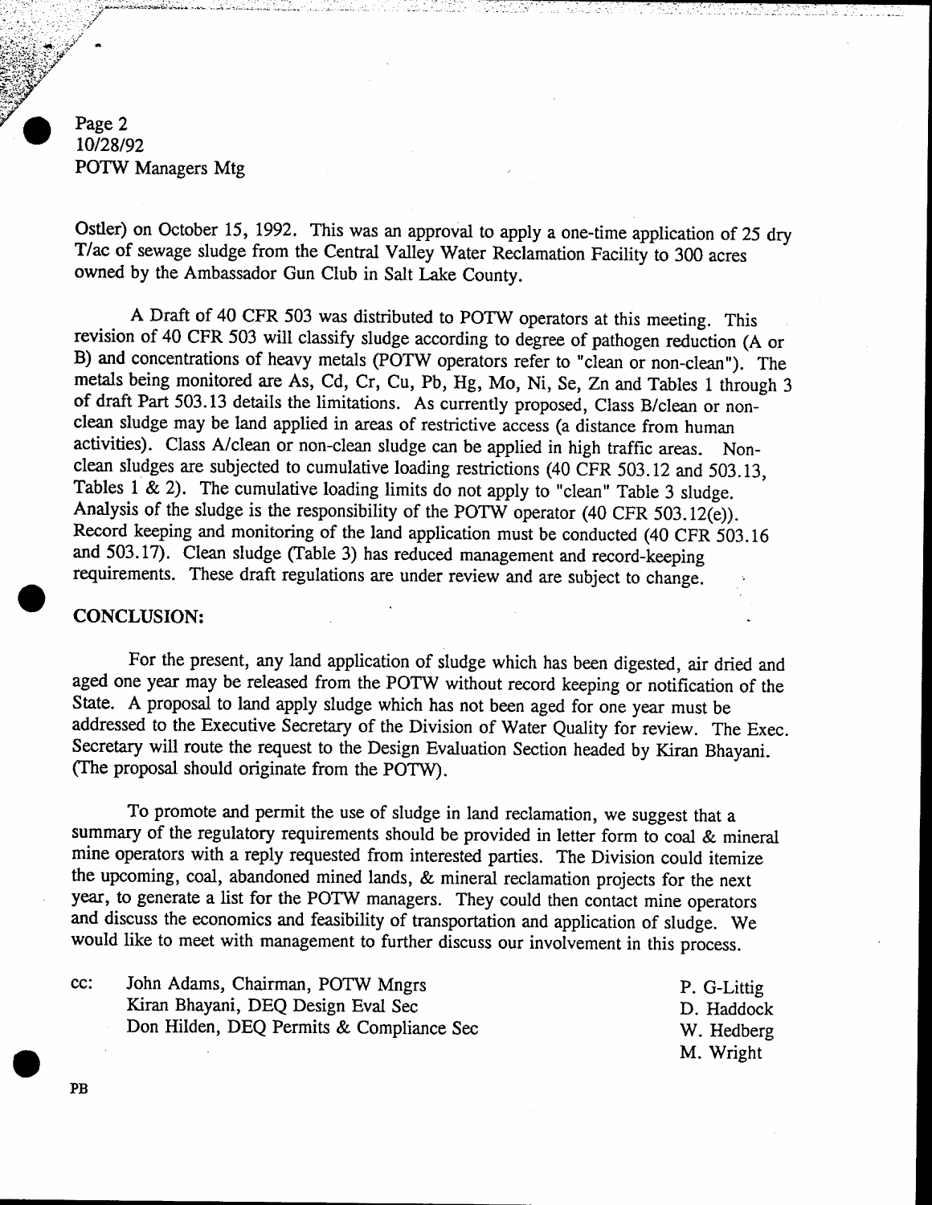Ostler) on October 15, 1992. This was an approval to apply a one-time application of 25 dry T/ac of sewage sludge from the Central Valley Water Reclamation Facility to 300 acres owned by the Ambassador Gun Club in Salt Lake County.

A Draft of 40 CFR 503 was distributed to POTW operators at this meeting. This revision of 40 CFR 503 will classify sludge according to degree of pathogen reduction (A or B) and concentrations of heavy metals (POTW operators refer to "clean or non-clean"). The metals being monitored are As, Cd, Cr, Cu, Pb, Hg, Mo, Ni, Se, Zn and Tables 1 through 3 of draft Part 503.13 details the limitations. As currently proposed, Class B/clean or non-clean sludge may be land applied in areas of restrictive access (a distance from human activities). Class A/clean or non-clean sludge can be applied in high traffic areas. Non-clean sludges are subjected to cumulative loading restrictions (40 CFR 503.12 and 503.13, Tables 1 & 2). The cumulative loading limits do not apply to "clean" Table 3 sludge. Analysis of the sludge is the responsibility of the POTW operator (40 CFR 503.12(e)). Record keeping and monitoring of the land application must be conducted (40 CFR 503.16 and 503.17). Clean sludge (Table 3) has reduced management and record-keeping requirements. These draft regulations are under review and are subject to change.

## CONCLUSION:

For the present, any land application of sludge which has been digested, air dried and aged one year may be released from the POTW without record keeping or notification of the State. A proposal to land apply sludge which has not been aged for one year must be addressed to the Executive Secretary of the Division of Water Quality for review. The Exec. Secretary will route the request to the Design Evaluation Section headed by Kiran Bhayani. (The proposal should originate from the POTW).

To promote and permit the use of sludge in land reclamation, we suggest that a summary of the regulatory requirements should be provided in letter form to coal & mineral mine operators with a reply requested from interested parties. The Division could itemize the upcoming, coal, abandoned mined lands, & mineral reclamation projects for the next year, to generate a list for the POTW managers. They could then contact mine operators and discuss the economics and feasibility of transportation and application of sludge. We would like to meet with management to further discuss our involvement in this process.

cc: John Adams, Chairman, POTW Mngrs
Kiran Bhayani, DEQ Design Eval Sec
Don Hilden, DEQ Permits & Compliance Sec

P. G-Littig
D. Haddock
W. Hedberg
M. Wright

PB